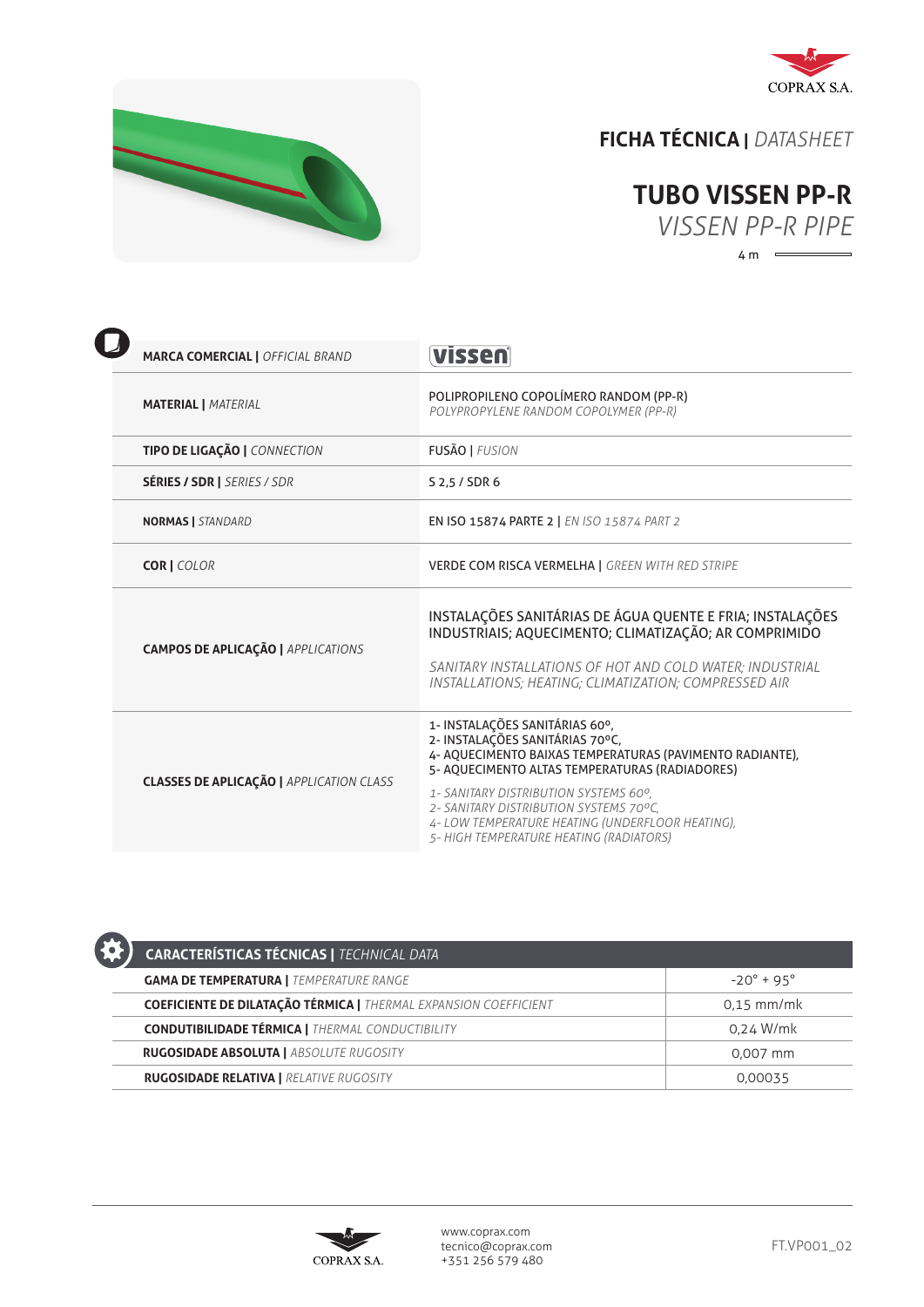COPRAX S.A.

# FICHA TÉCNICA | *DATASHEET*

## TUBO VISSEN PP-R
*VISSEN PP-R PIPE*

4 m

| | |
|---|---|
| **MARCA COMERCIAL \|** *OFFICIAL BRAND* | vissen |
| **MATERIAL \|** *MATERIAL* | POLIPROPILENO COPOLÍMERO RANDOM (PP-R)<br>*POLYPROPYLENE RANDOM COPOLYMER (PP-R)* |
| **TIPO DE LIGAÇÃO \|** *CONNECTION* | FUSÃO \| *FUSION* |
| **SÉRIES / SDR \|** *SERIES / SDR* | S 2,5 / SDR 6 |
| **NORMAS \|** *STANDARD* | EN ISO 15874 PARTE 2 \| *EN ISO 15874 PART 2* |
| **COR \|** *COLOR* | VERDE COM RISCA VERMELHA \| *GREEN WITH RED STRIPE* |
| **CAMPOS DE APLICAÇÃO \|** *APPLICATIONS* | INSTALAÇÕES SANITÁRIAS DE ÁGUA QUENTE E FRIA; INSTALAÇÕES INDUSTRIAIS; AQUECIMENTO; CLIMATIZAÇÃO; AR COMPRIMIDO<br><br>*SANITARY INSTALLATIONS OF HOT AND COLD WATER; INDUSTRIAL INSTALLATIONS; HEATING; CLIMATIZATION; COMPRESSED AIR* |
| **CLASSES DE APLICAÇÃO \|** *APPLICATION CLASS* | 1- INSTALAÇÕES SANITÁRIAS 60º,<br>2- INSTALAÇÕES SANITÁRIAS 70ºC,<br>4- AQUECIMENTO BAIXAS TEMPERATURAS (PAVIMENTO RADIANTE),<br>5- AQUECIMENTO ALTAS TEMPERATURAS (RADIADORES)<br><br>*1- SANITARY DISTRIBUTION SYSTEMS 60º,*<br>*2- SANITARY DISTRIBUTION SYSTEMS 70ºC,*<br>*4- LOW TEMPERATURE HEATING (UNDERFLOOR HEATING),*<br>*5- HIGH TEMPERATURE HEATING (RADIATORS)* |

| **CARACTERÍSTICAS TÉCNICAS \|** *TECHNICAL DATA* | |
|---|---|
| **GAMA DE TEMPERATURA \|** *TEMPERATURE RANGE* | -20° + 95° |
| **COEFICIENTE DE DILATAÇÃO TÉRMICA \|** *THERMAL EXPANSION COEFFICIENT* | 0,15 mm/mk |
| **CONDUTIBILIDADE TÉRMICA \|** *THERMAL CONDUCTIBILITY* | 0,24 W/mk |
| **RUGOSIDADE ABSOLUTA \|** *ABSOLUTE RUGOSITY* | 0,007 mm |
| **RUGOSIDADE RELATIVA \|** *RELATIVE RUGOSITY* | 0,00035 |

COPRAX S.A.

www.coprax.com
tecnico@coprax.com
+351 256 579 480

FT.VP001_02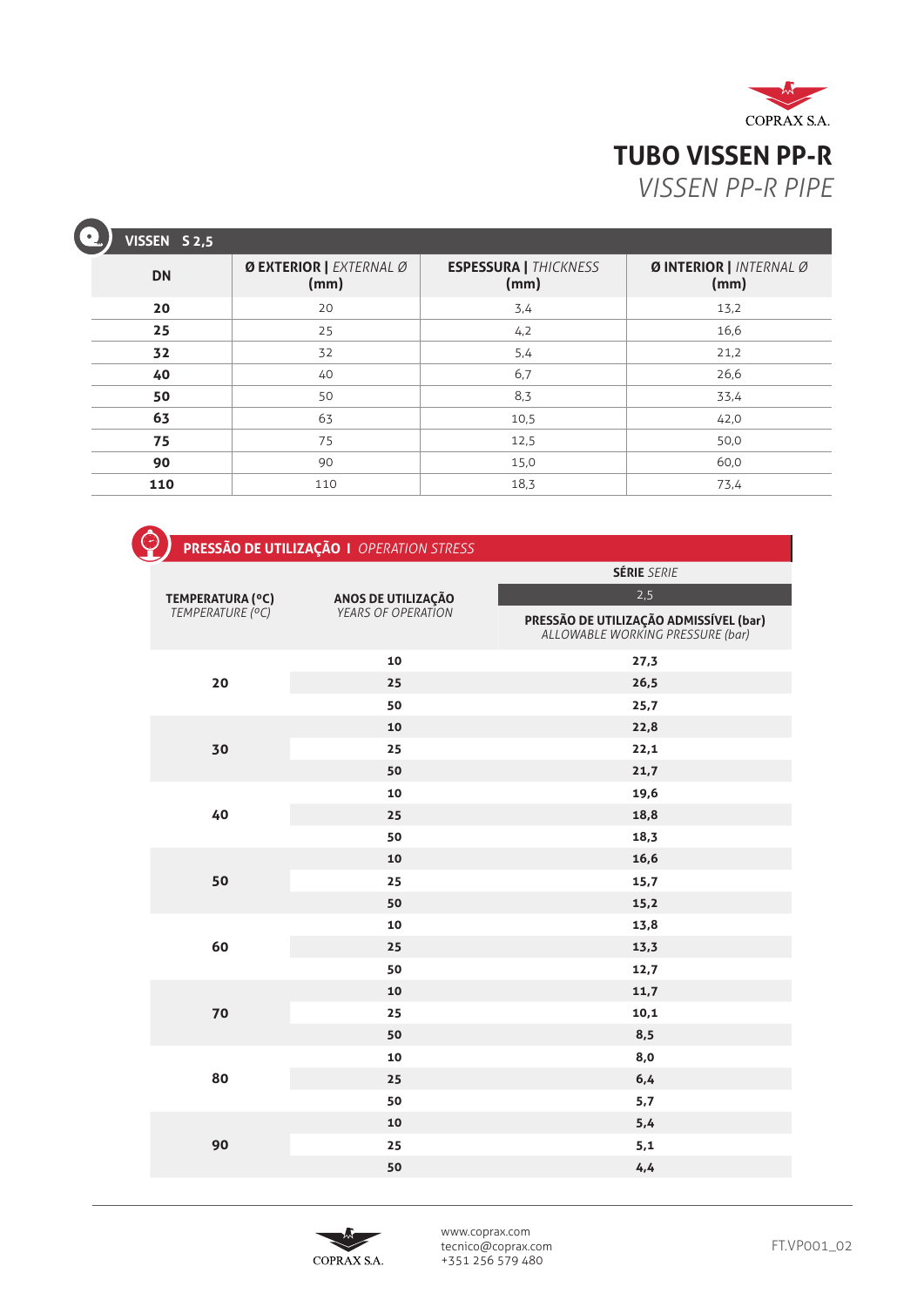COPRAX S.A.

# TUBO VISSEN PP-R

## *VISSEN PP-R PIPE*

### VISSEN S 2,5

| DN | **Ø EXTERIOR \|** *EXTERNAL Ø* (mm) | **ESPESSURA \|** *THICKNESS* (mm) | **Ø INTERIOR \|** *INTERNAL Ø* (mm) |
|---|---|---|---|
| **20** | 20 | 3,4 | 13,2 |
| **25** | 25 | 4,2 | 16,6 |
| **32** | 32 | 5,4 | 21,2 |
| **40** | 40 | 6,7 | 26,6 |
| **50** | 50 | 8,3 | 33,4 |
| **63** | 63 | 10,5 | 42,0 |
| **75** | 75 | 12,5 | 50,0 |
| **90** | 90 | 15,0 | 60,0 |
| **110** | 110 | 18,3 | 73,4 |

### PRESSÃO DE UTILIZAÇÃO I *OPERATION STRESS*

| **TEMPERATURA (ºC)** *TEMPERATURE (ºC)* | **ANOS DE UTILIZAÇÃO** *YEARS OF OPERATION* | **SÉRIE** *SERIE* 2,5 — **PRESSÃO DE UTILIZAÇÃO ADMISSÍVEL (bar)** *ALLOWABLE WORKING PRESSURE (bar)* |
|---|---|---|
| **20** | **10** | **27,3** |
| | **25** | **26,5** |
| | **50** | **25,7** |
| **30** | **10** | **22,8** |
| | **25** | **22,1** |
| | **50** | **21,7** |
| **40** | **10** | **19,6** |
| | **25** | **18,8** |
| | **50** | **18,3** |
| **50** | **10** | **16,6** |
| | **25** | **15,7** |
| | **50** | **15,2** |
| **60** | **10** | **13,8** |
| | **25** | **13,3** |
| | **50** | **12,7** |
| **70** | **10** | **11,7** |
| | **25** | **10,1** |
| | **50** | **8,5** |
| **80** | **10** | **8,0** |
| | **25** | **6,4** |
| | **50** | **5,7** |
| **90** | **10** | **5,4** |
| | **25** | **5,1** |
| | **50** | **4,4** |

COPRAX S.A.

www.coprax.com
tecnico@coprax.com
+351 256 579 480

FT.VP001_02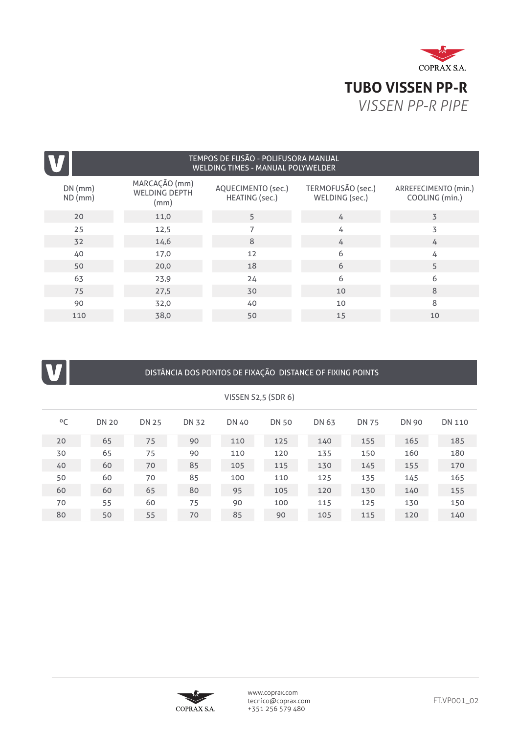COPRAX S.A.

# TUBO VISSEN PP-R

*VISSEN PP-R PIPE*

## TEMPOS DE FUSÃO - POLIFUSORA MANUAL
## WELDING TIMES - MANUAL POLYWELDER

| DN (mm) ND (mm) | MARCAÇÃO (mm) WELDING DEPTH (mm) | AQUECIMENTO (sec.) HEATING (sec.) | TERMOFUSÃO (sec.) WELDING (sec.) | ARREFECIMENTO (min.) COOLING (min.) |
|---|---|---|---|---|
| 20 | 11,0 | 5 | 4 | 3 |
| 25 | 12,5 | 7 | 4 | 3 |
| 32 | 14,6 | 8 | 4 | 4 |
| 40 | 17,0 | 12 | 6 | 4 |
| 50 | 20,0 | 18 | 6 | 5 |
| 63 | 23,9 | 24 | 6 | 6 |
| 75 | 27,5 | 30 | 10 | 8 |
| 90 | 32,0 | 40 | 10 | 8 |
| 110 | 38,0 | 50 | 15 | 10 |

## DISTÂNCIA DOS PONTOS DE FIXAÇÃO DISTANCE OF FIXING POINTS

VISSEN S2,5 (SDR 6)

| ºC | DN 20 | DN 25 | DN 32 | DN 40 | DN 50 | DN 63 | DN 75 | DN 90 | DN 110 |
|---|---|---|---|---|---|---|---|---|---|
| 20 | 65 | 75 | 90 | 110 | 125 | 140 | 155 | 165 | 185 |
| 30 | 65 | 75 | 90 | 110 | 120 | 135 | 150 | 160 | 180 |
| 40 | 60 | 70 | 85 | 105 | 115 | 130 | 145 | 155 | 170 |
| 50 | 60 | 70 | 85 | 100 | 110 | 125 | 135 | 145 | 165 |
| 60 | 60 | 65 | 80 | 95 | 105 | 120 | 130 | 140 | 155 |
| 70 | 55 | 60 | 75 | 90 | 100 | 115 | 125 | 130 | 150 |
| 80 | 50 | 55 | 70 | 85 | 90 | 105 | 115 | 120 | 140 |

COPRAX S.A.

www.coprax.com
tecnico@coprax.com
+351 256 579 480

FT.VP001_02